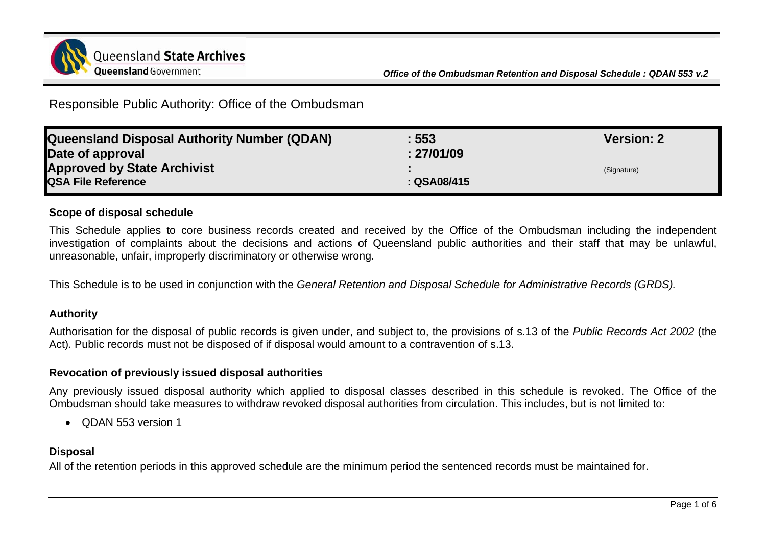Responsible Public Authority: Office of the Ombudsman

| | | |
|---|---|---|
| **Queensland Disposal Authority Number (QDAN)** | **: 553** | **Version: 2** |
| **Date of approval** | **: 27/01/09** | |
| **Approved by State Archivist** | **:** | (Signature) |
| **QSA File Reference** | **: QSA08/415** | |

### Scope of disposal schedule

This Schedule applies to core business records created and received by the Office of the Ombudsman including the independent investigation of complaints about the decisions and actions of Queensland public authorities and their staff that may be unlawful, unreasonable, unfair, improperly discriminatory or otherwise wrong.

This Schedule is to be used in conjunction with the *General Retention and Disposal Schedule for Administrative Records (GRDS).*

### Authority

Authorisation for the disposal of public records is given under, and subject to, the provisions of s.13 of the *Public Records Act 2002* (the Act)*.* Public records must not be disposed of if disposal would amount to a contravention of s.13.

### Revocation of previously issued disposal authorities

Any previously issued disposal authority which applied to disposal classes described in this schedule is revoked. The Office of the Ombudsman should take measures to withdraw revoked disposal authorities from circulation. This includes, but is not limited to:

- QDAN 553 version 1

### Disposal

All of the retention periods in this approved schedule are the minimum period the sentenced records must be maintained for.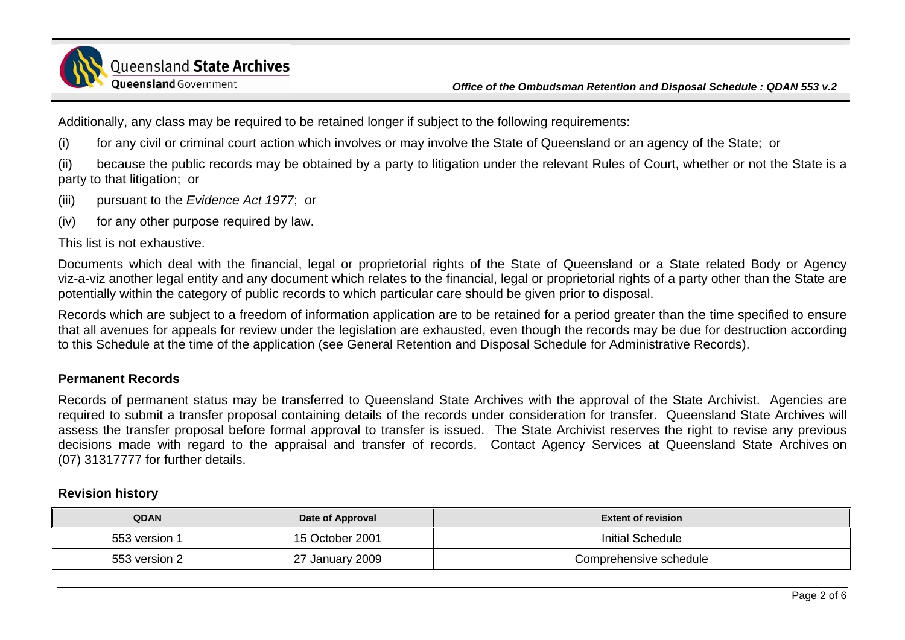Additionally, any class may be required to be retained longer if subject to the following requirements:

(i) for any civil or criminal court action which involves or may involve the State of Queensland or an agency of the State; or

(ii) because the public records may be obtained by a party to litigation under the relevant Rules of Court, whether or not the State is a party to that litigation; or

(iii) pursuant to the *Evidence Act 1977*; or

(iv) for any other purpose required by law.

This list is not exhaustive.

Documents which deal with the financial, legal or proprietorial rights of the State of Queensland or a State related Body or Agency viz-a-viz another legal entity and any document which relates to the financial, legal or proprietorial rights of a party other than the State are potentially within the category of public records to which particular care should be given prior to disposal.

Records which are subject to a freedom of information application are to be retained for a period greater than the time specified to ensure that all avenues for appeals for review under the legislation are exhausted, even though the records may be due for destruction according to this Schedule at the time of the application (see General Retention and Disposal Schedule for Administrative Records).

## Permanent Records

Records of permanent status may be transferred to Queensland State Archives with the approval of the State Archivist. Agencies are required to submit a transfer proposal containing details of the records under consideration for transfer. Queensland State Archives will assess the transfer proposal before formal approval to transfer is issued. The State Archivist reserves the right to revise any previous decisions made with regard to the appraisal and transfer of records. Contact Agency Services at Queensland State Archives on (07) 31317777 for further details.

## Revision history

| QDAN | Date of Approval | Extent of revision |
|---|---|---|
| 553 version 1 | 15 October 2001 | Initial Schedule |
| 553 version 2 | 27 January 2009 | Comprehensive schedule |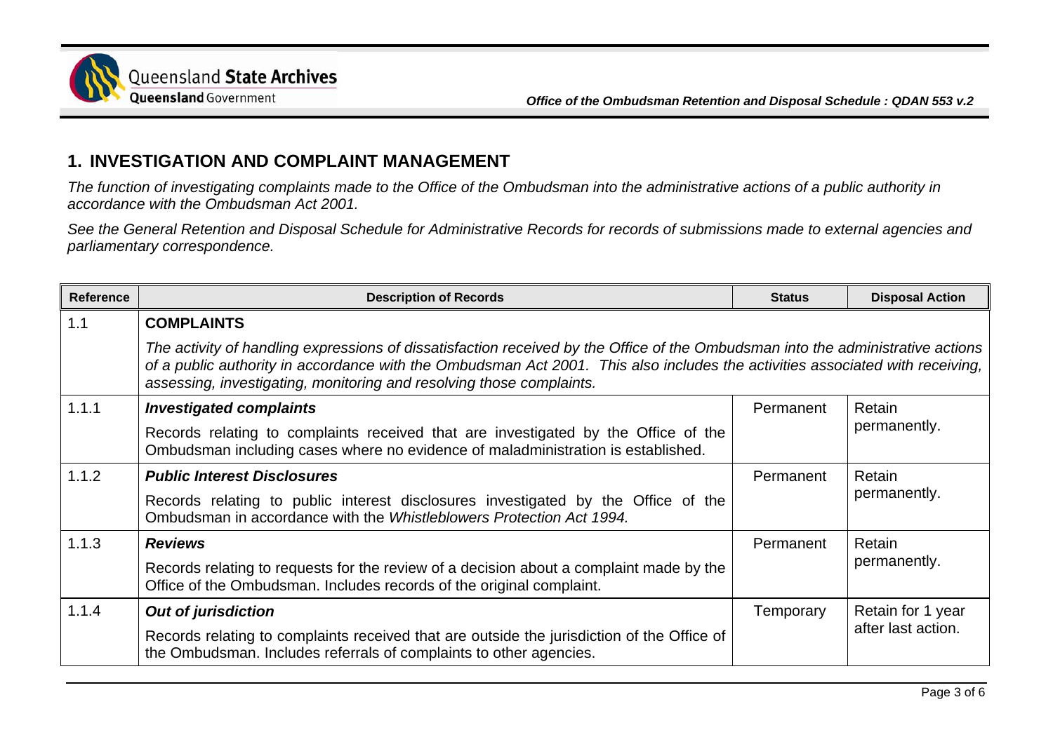## 1. INVESTIGATION AND COMPLAINT MANAGEMENT

*The function of investigating complaints made to the Office of the Ombudsman into the administrative actions of a public authority in accordance with the Ombudsman Act 2001.*

*See the General Retention and Disposal Schedule for Administrative Records for records of submissions made to external agencies and parliamentary correspondence.*

| Reference | Description of Records | Status | Disposal Action |
|---|---|---|---|
| 1.1 | **COMPLAINTS**<br>*The activity of handling expressions of dissatisfaction received by the Office of the Ombudsman into the administrative actions of a public authority in accordance with the Ombudsman Act 2001. This also includes the activities associated with receiving, assessing, investigating, monitoring and resolving those complaints.* | | |
| 1.1.1 | ***Investigated complaints***<br>Records relating to complaints received that are investigated by the Office of the Ombudsman including cases where no evidence of maladministration is established. | Permanent | Retain permanently. |
| 1.1.2 | ***Public Interest Disclosures***<br>Records relating to public interest disclosures investigated by the Office of the Ombudsman in accordance with the *Whistleblowers Protection Act 1994.* | Permanent | Retain permanently. |
| 1.1.3 | ***Reviews***<br>Records relating to requests for the review of a decision about a complaint made by the Office of the Ombudsman. Includes records of the original complaint. | Permanent | Retain permanently. |
| 1.1.4 | ***Out of jurisdiction***<br>Records relating to complaints received that are outside the jurisdiction of the Office of the Ombudsman. Includes referrals of complaints to other agencies. | Temporary | Retain for 1 year after last action. |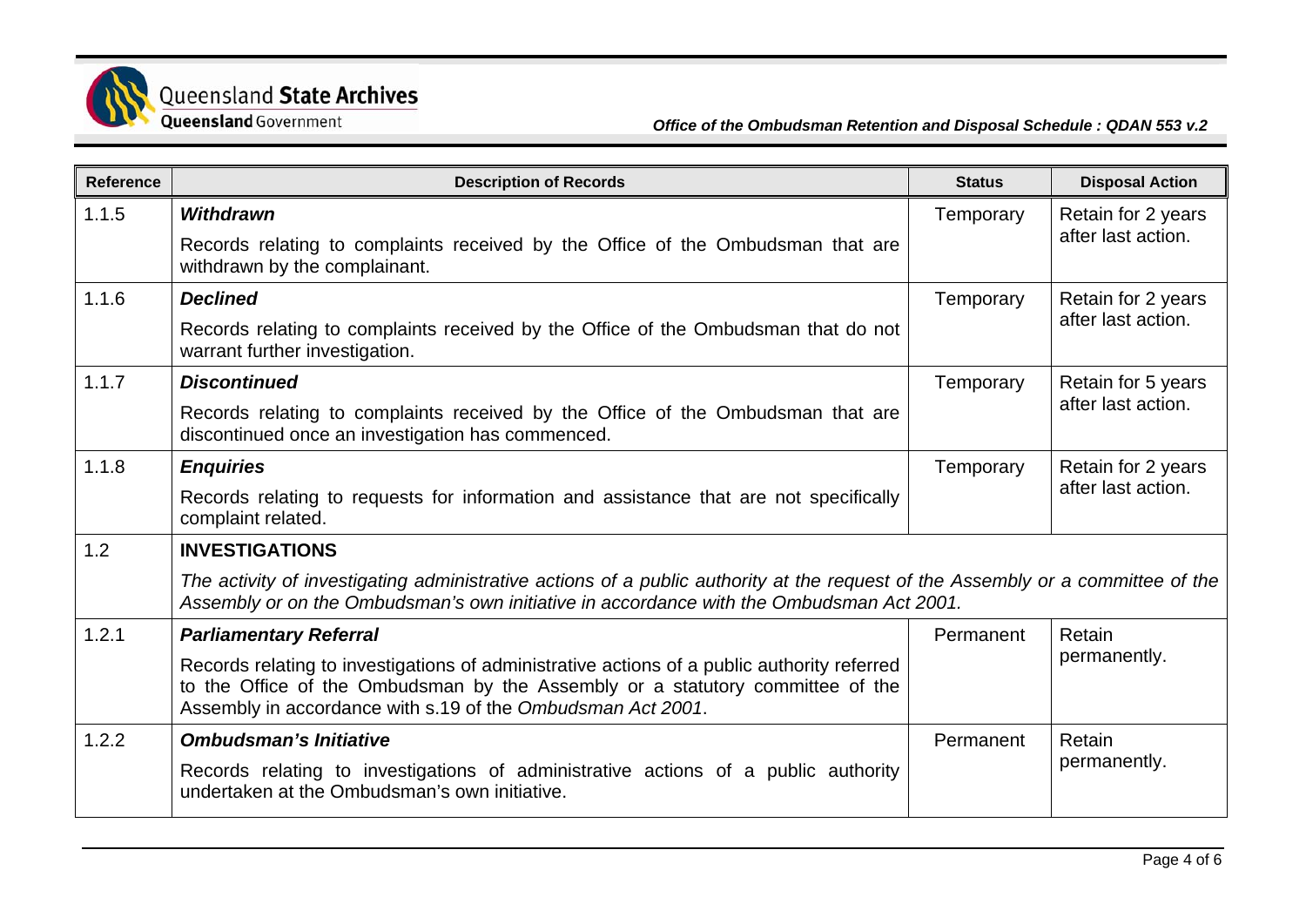| Reference | Description of Records | Status | Disposal Action |
|---|---|---|---|
| 1.1.5 | ***Withdrawn*** <br> Records relating to complaints received by the Office of the Ombudsman that are withdrawn by the complainant. | Temporary | Retain for 2 years after last action. |
| 1.1.6 | ***Declined*** <br> Records relating to complaints received by the Office of the Ombudsman that do not warrant further investigation. | Temporary | Retain for 2 years after last action. |
| 1.1.7 | ***Discontinued*** <br> Records relating to complaints received by the Office of the Ombudsman that are discontinued once an investigation has commenced. | Temporary | Retain for 5 years after last action. |
| 1.1.8 | ***Enquiries*** <br> Records relating to requests for information and assistance that are not specifically complaint related. | Temporary | Retain for 2 years after last action. |
| 1.2 | **INVESTIGATIONS** <br> *The activity of investigating administrative actions of a public authority at the request of the Assembly or a committee of the Assembly or on the Ombudsman's own initiative in accordance with the Ombudsman Act 2001.* | | |
| 1.2.1 | ***Parliamentary Referral*** <br> Records relating to investigations of administrative actions of a public authority referred to the Office of the Ombudsman by the Assembly or a statutory committee of the Assembly in accordance with s.19 of the *Ombudsman Act 2001*. | Permanent | Retain permanently. |
| 1.2.2 | ***Ombudsman's Initiative*** <br> Records relating to investigations of administrative actions of a public authority undertaken at the Ombudsman's own initiative. | Permanent | Retain permanently. |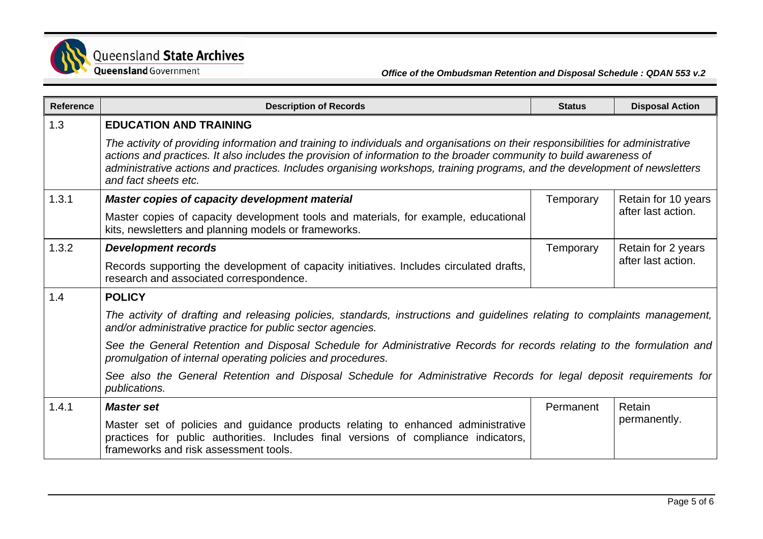| Reference | Description of Records | Status | Disposal Action |
|---|---|---|---|
| 1.3 | **EDUCATION AND TRAINING**<br>*The activity of providing information and training to individuals and organisations on their responsibilities for administrative actions and practices. It also includes the provision of information to the broader community to build awareness of administrative actions and practices. Includes organising workshops, training programs, and the development of newsletters and fact sheets etc.* | | |
| 1.3.1 | ***Master copies of capacity development material***<br>Master copies of capacity development tools and materials, for example, educational kits, newsletters and planning models or frameworks. | Temporary | Retain for 10 years after last action. |
| 1.3.2 | ***Development records***<br>Records supporting the development of capacity initiatives. Includes circulated drafts, research and associated correspondence. | Temporary | Retain for 2 years after last action. |
| 1.4 | **POLICY**<br>*The activity of drafting and releasing policies, standards, instructions and guidelines relating to complaints management, and/or administrative practice for public sector agencies.*<br>*See the General Retention and Disposal Schedule for Administrative Records for records relating to the formulation and promulgation of internal operating policies and procedures.*<br>*See also the General Retention and Disposal Schedule for Administrative Records for legal deposit requirements for publications.* | | |
| 1.4.1 | ***Master set***<br>Master set of policies and guidance products relating to enhanced administrative practices for public authorities. Includes final versions of compliance indicators, frameworks and risk assessment tools. | Permanent | Retain permanently. |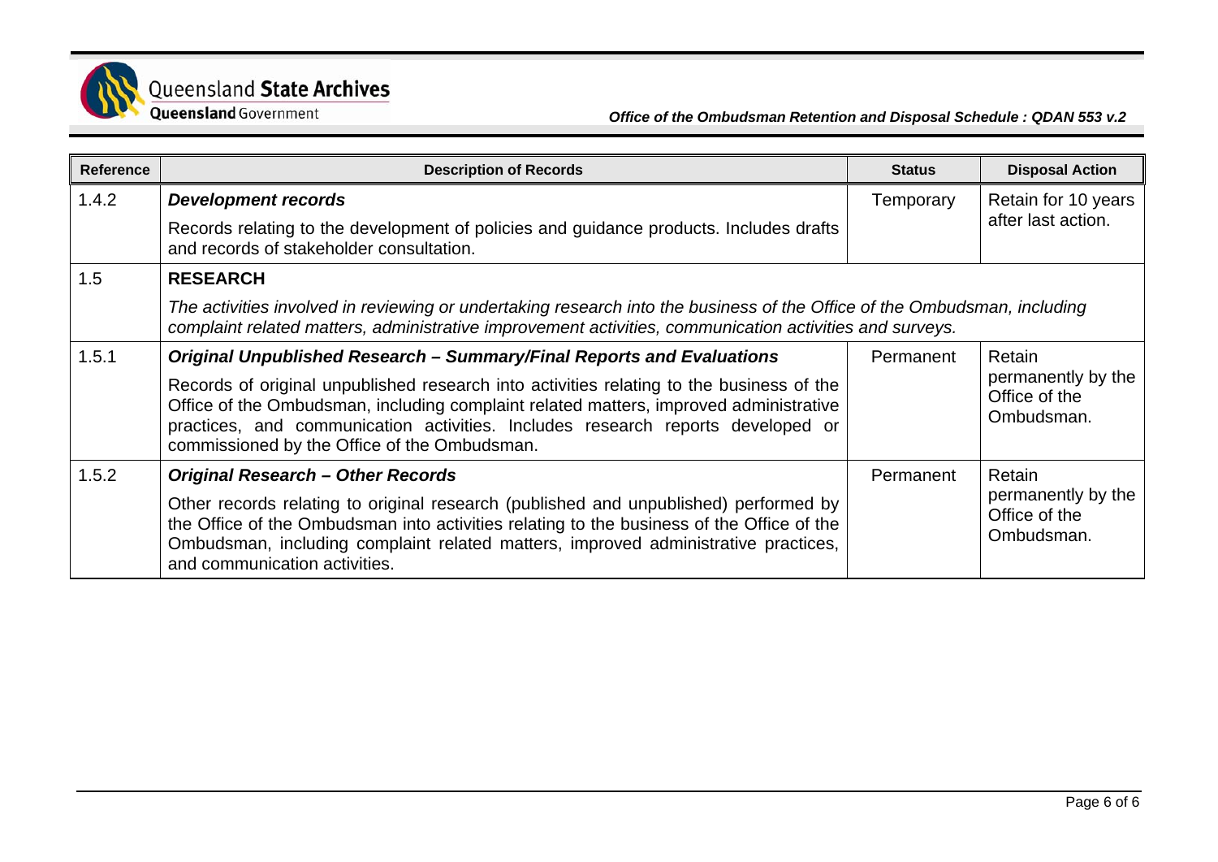| Reference | Description of Records | Status | Disposal Action |
|---|---|---|---|
| 1.4.2 | ***Development records*** Records relating to the development of policies and guidance products. Includes drafts and records of stakeholder consultation. | Temporary | Retain for 10 years after last action. |
| 1.5 | **RESEARCH** *The activities involved in reviewing or undertaking research into the business of the Office of the Ombudsman, including complaint related matters, administrative improvement activities, communication activities and surveys.* | | |
| 1.5.1 | ***Original Unpublished Research – Summary/Final Reports and Evaluations*** Records of original unpublished research into activities relating to the business of the Office of the Ombudsman, including complaint related matters, improved administrative practices, and communication activities. Includes research reports developed or commissioned by the Office of the Ombudsman. | Permanent | Retain permanently by the Office of the Ombudsman. |
| 1.5.2 | ***Original Research – Other Records*** Other records relating to original research (published and unpublished) performed by the Office of the Ombudsman into activities relating to the business of the Office of the Ombudsman, including complaint related matters, improved administrative practices, and communication activities. | Permanent | Retain permanently by the Office of the Ombudsman. |